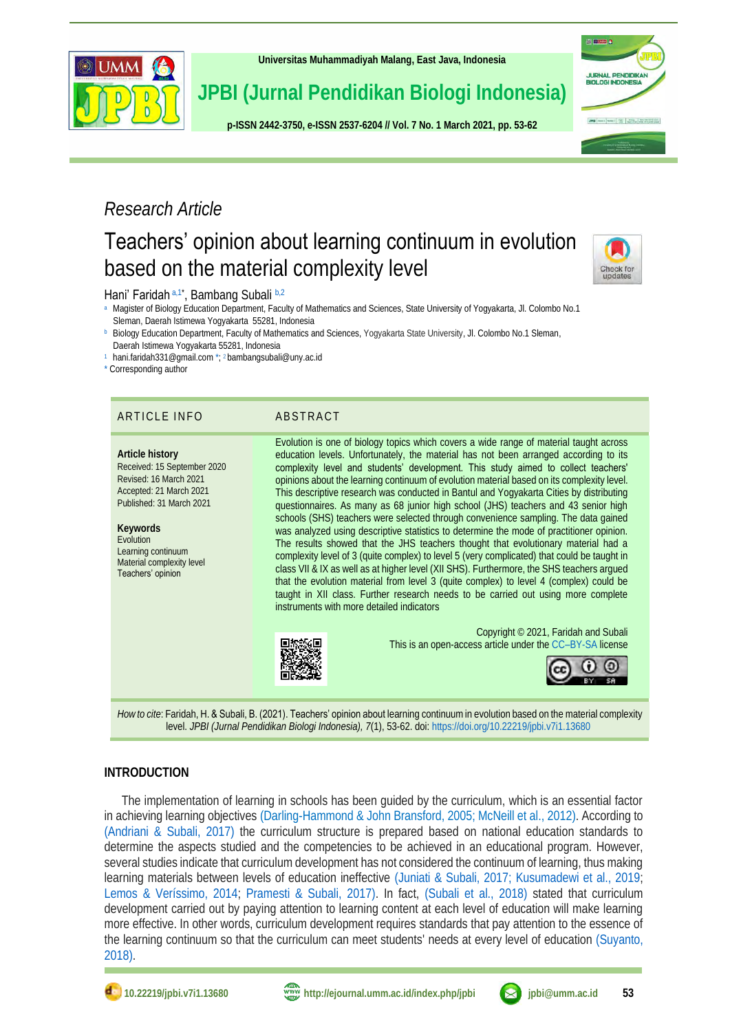*Research Article*

# Teachers' opinion about learning continuum in evolution based on the material complexity level

Hani' Faridah [a,1]*, Bambang Subali [b,2]

[a] Magister of Biology Education Department, Faculty of Mathematics and Sciences, State University of Yogyakarta, Jl. Colombo No.1 Sleman, Daerah Istimewa Yogyakarta 55281, Indonesia

[b] Biology Education Department, Faculty of Mathematics and Sciences, Yogyakarta State University, Jl. Colombo No.1 Sleman, Daerah Istimewa Yogyakarta 55281, Indonesia

[1] hani.faridah331@gmail.com *; [2] bambangsubali@uny.ac.id

* Corresponding author

## ARTICLE INFO

**Article history**
Received: 15 September 2020
Revised: 16 March 2021
Accepted: 21 March 2021
Published: 31 March 2021

**Keywords**
Evolution
Learning continuum
Material complexity level
Teachers' opinion

## ABSTRACT

Evolution is one of biology topics which covers a wide range of material taught across education levels. Unfortunately, the material has not been arranged according to its complexity level and students' development. This study aimed to collect teachers' opinions about the learning continuum of evolution material based on its complexity level. This descriptive research was conducted in Bantul and Yogyakarta Cities by distributing questionnaires. As many as 68 junior high school (JHS) teachers and 43 senior high schools (SHS) teachers were selected through convenience sampling. The data gained was analyzed using descriptive statistics to determine the mode of practitioner opinion. The results showed that the JHS teachers thought that evolutionary material had a complexity level of 3 (quite complex) to level 5 (very complicated) that could be taught in class VII & IX as well as at higher level (XII SHS). Furthermore, the SHS teachers argued that the evolution material from level 3 (quite complex) to level 4 (complex) could be taught in XII class. Further research needs to be carried out using more complete instruments with more detailed indicators

Copyright © 2021, Faridah and Subali
This is an open-access article under the CC–BY-SA license

*How to cite*: Faridah, H. & Subali, B. (2021). Teachers' opinion about learning continuum in evolution based on the material complexity level. *JPBI (Jurnal Pendidikan Biologi Indonesia), 7*(1), 53-62. doi: https://doi.org/10.22219/jpbi.v7i1.13680

## INTRODUCTION

The implementation of learning in schools has been guided by the curriculum, which is an essential factor in achieving learning objectives (Darling-Hammond & John Bransford, 2005; McNeill et al., 2012). According to (Andriani & Subali, 2017) the curriculum structure is prepared based on national education standards to determine the aspects studied and the competencies to be achieved in an educational program. However, several studies indicate that curriculum development has not considered the continuum of learning, thus making learning materials between levels of education ineffective (Juniati & Subali, 2017; Kusumadewi et al., 2019; Lemos & Veríssimo, 2014; Pramesti & Subali, 2017). In fact, (Subali et al., 2018) stated that curriculum development carried out by paying attention to learning content at each level of education will make learning more effective. In other words, curriculum development requires standards that pay attention to the essence of the learning continuum so that the curriculum can meet students' needs at every level of education (Suyanto, 2018).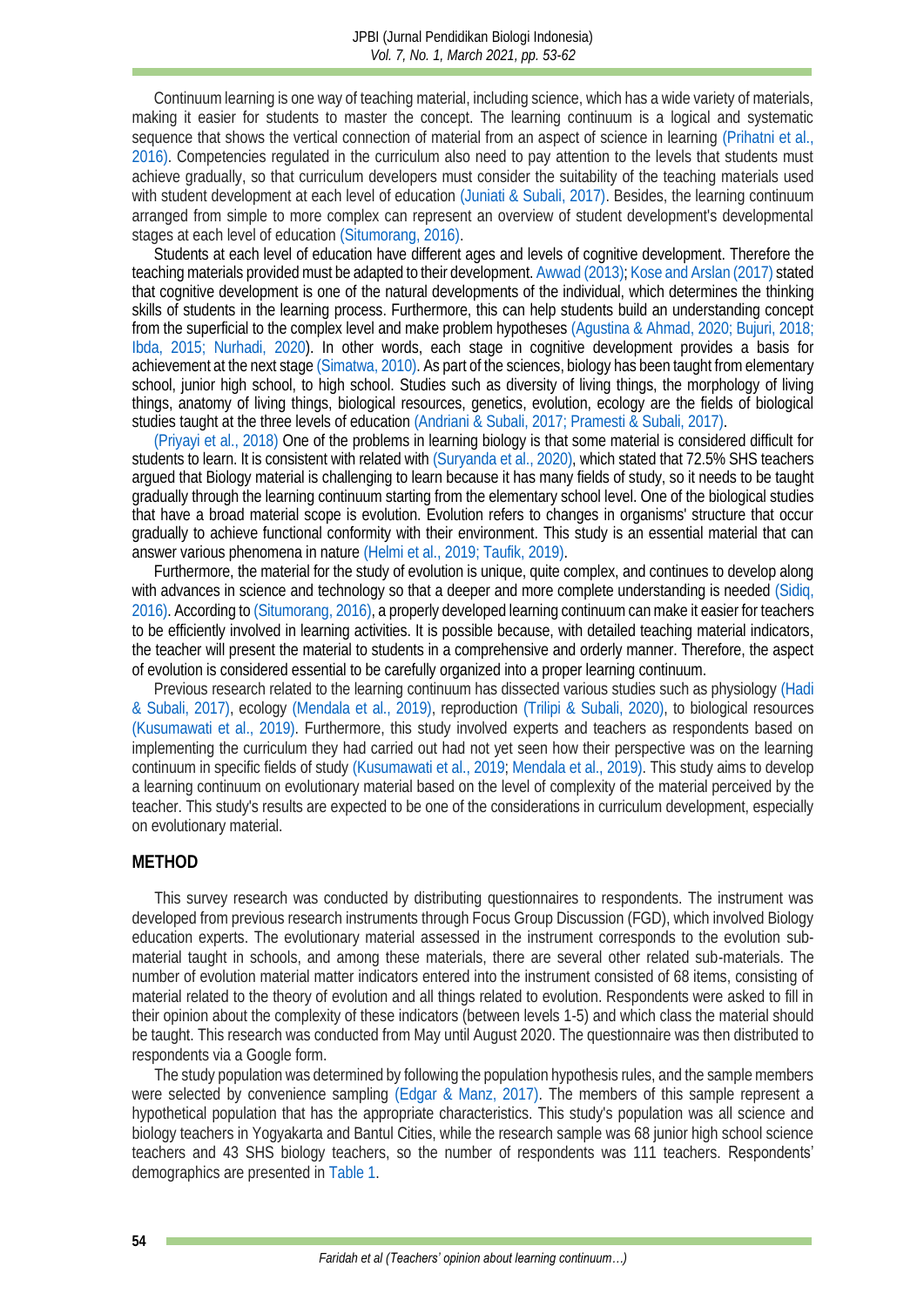Continuum learning is one way of teaching material, including science, which has a wide variety of materials, making it easier for students to master the concept. The learning continuum is a logical and systematic sequence that shows the vertical connection of material from an aspect of science in learning (Prihatni et al., 2016). Competencies regulated in the curriculum also need to pay attention to the levels that students must achieve gradually, so that curriculum developers must consider the suitability of the teaching materials used with student development at each level of education (Juniati & Subali, 2017). Besides, the learning continuum arranged from simple to more complex can represent an overview of student development's developmental stages at each level of education (Situmorang, 2016).

Students at each level of education have different ages and levels of cognitive development. Therefore the teaching materials provided must be adapted to their development. Awwad (2013); Kose and Arslan (2017) stated that cognitive development is one of the natural developments of the individual, which determines the thinking skills of students in the learning process. Furthermore, this can help students build an understanding concept from the superficial to the complex level and make problem hypotheses (Agustina & Ahmad, 2020; Bujuri, 2018; Ibda, 2015; Nurhadi, 2020). In other words, each stage in cognitive development provides a basis for achievement at the next stage (Simatwa, 2010). As part of the sciences, biology has been taught from elementary school, junior high school, to high school. Studies such as diversity of living things, the morphology of living things, anatomy of living things, biological resources, genetics, evolution, ecology are the fields of biological studies taught at the three levels of education (Andriani & Subali, 2017; Pramesti & Subali, 2017).

(Priyayi et al., 2018) One of the problems in learning biology is that some material is considered difficult for students to learn. It is consistent with related with (Suryanda et al., 2020), which stated that 72.5% SHS teachers argued that Biology material is challenging to learn because it has many fields of study, so it needs to be taught gradually through the learning continuum starting from the elementary school level. One of the biological studies that have a broad material scope is evolution. Evolution refers to changes in organisms' structure that occur gradually to achieve functional conformity with their environment. This study is an essential material that can answer various phenomena in nature (Helmi et al., 2019; Taufik, 2019).

Furthermore, the material for the study of evolution is unique, quite complex, and continues to develop along with advances in science and technology so that a deeper and more complete understanding is needed (Sidiq, 2016). According to (Situmorang, 2016), a properly developed learning continuum can make it easier for teachers to be efficiently involved in learning activities. It is possible because, with detailed teaching material indicators, the teacher will present the material to students in a comprehensive and orderly manner. Therefore, the aspect of evolution is considered essential to be carefully organized into a proper learning continuum.

Previous research related to the learning continuum has dissected various studies such as physiology (Hadi & Subali, 2017), ecology (Mendala et al., 2019), reproduction (Trilipi & Subali, 2020), to biological resources (Kusumawati et al., 2019). Furthermore, this study involved experts and teachers as respondents based on implementing the curriculum they had carried out had not yet seen how their perspective was on the learning continuum in specific fields of study (Kusumawati et al., 2019; Mendala et al., 2019). This study aims to develop a learning continuum on evolutionary material based on the level of complexity of the material perceived by the teacher. This study's results are expected to be one of the considerations in curriculum development, especially on evolutionary material.

## METHOD

This survey research was conducted by distributing questionnaires to respondents. The instrument was developed from previous research instruments through Focus Group Discussion (FGD), which involved Biology education experts. The evolutionary material assessed in the instrument corresponds to the evolution sub-material taught in schools, and among these materials, there are several other related sub-materials. The number of evolution material matter indicators entered into the instrument consisted of 68 items, consisting of material related to the theory of evolution and all things related to evolution. Respondents were asked to fill in their opinion about the complexity of these indicators (between levels 1-5) and which class the material should be taught. This research was conducted from May until August 2020. The questionnaire was then distributed to respondents via a Google form.

The study population was determined by following the population hypothesis rules, and the sample members were selected by convenience sampling (Edgar & Manz, 2017). The members of this sample represent a hypothetical population that has the appropriate characteristics. This study's population was all science and biology teachers in Yogyakarta and Bantul Cities, while the research sample was 68 junior high school science teachers and 43 SHS biology teachers, so the number of respondents was 111 teachers. Respondents' demographics are presented in Table 1.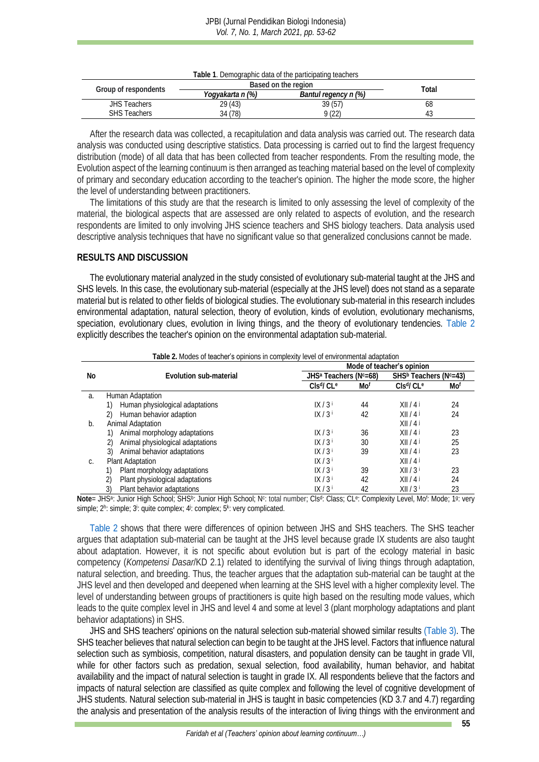**Table 1**. Demographic data of the participating teachers

| Group of respondents | Based on the region | | Total |
|---|---|---|---|
| | *Yogyakarta n (%)* | *Bantul regency n (%)* | |
| JHS Teachers | 29 (43) | 39 (57) | 68 |
| SHS Teachers | 34 (78) | 9 (22) | 43 |

After the research data was collected, a recapitulation and data analysis was carried out. The research data analysis was conducted using descriptive statistics. Data processing is carried out to find the largest frequency distribution (mode) of all data that has been collected from teacher respondents. From the resulting mode, the Evolution aspect of the learning continuum is then arranged as teaching material based on the level of complexity of primary and secondary education according to the teacher's opinion. The higher the mode score, the higher the level of understanding between practitioners.

The limitations of this study are that the research is limited to only assessing the level of complexity of the material, the biological aspects that are assessed are only related to aspects of evolution, and the research respondents are limited to only involving JHS science teachers and SHS biology teachers. Data analysis used descriptive analysis techniques that have no significant value so that generalized conclusions cannot be made.

## RESULTS AND DISCUSSION

The evolutionary material analyzed in the study consisted of evolutionary sub-material taught at the JHS and SHS levels. In this case, the evolutionary sub-material (especially at the JHS level) does not stand as a separate material but is related to other fields of biological studies. The evolutionary sub-material in this research includes environmental adaptation, natural selection, theory of evolution, kinds of evolution, evolutionary mechanisms, speciation, evolutionary clues, evolution in living things, and the theory of evolutionary tendencies. Table 2 explicitly describes the teacher's opinion on the environmental adaptation sub-material.

**Table 2.** Modes of teacher's opinions in complexity level of environmental adaptation

| No | Evolution sub-material | Mode of teacher's opinion | | | |
|---|---|---|---|---|---|
| | | JHS[a] Teachers (N[c]=68) | | SHS[b] Teachers (N[c]=43) | |
| | | Cls[d]/ CL[e] | Mo[f] | Cls[d]/ CL[e] | Mo[f] |
| a. | Human Adaptation | | | | |
| | 1) Human physiological adaptations | IX / 3[i] | 44 | XII / 4[j] | 24 |
| | 2) Human behavior adaption | IX / 3[i] | 42 | XII / 4[j] | 24 |
| b. | Animal Adaptation | | | XII / 4[j] | |
| | 1) Animal morphology adaptations | IX / 3[i] | 36 | XII / 4[j] | 23 |
| | 2) Animal physiological adaptations | IX / 3[i] | 30 | XII / 4[j] | 25 |
| | 3) Animal behavior adaptations | IX / 3[i] | 39 | XII / 4[j] | 23 |
| c. | Plant Adaptation | IX / 3[i] | | XII / 4[j] | |
| | 1) Plant morphology adaptations | IX / 3[i] | 39 | XII / 3[i] | 23 |
| | 2) Plant physiological adaptations | IX / 3[i] | 42 | XII / 4[j] | 24 |
| | 3) Plant behavior adaptations | IX / 3[i] | 42 | XII / 3[i] | 23 |

**Note**= JHS[a]: Junior High School; SHS[b]: Junior High School; N[c]: total number; Cls[d]: Class; CL[e]: Complexity Level, Mo[f]: Mode; 1[g]: very simple; 2[h]: simple; 3[i]: quite complex; 4[j]: complex; 5[k]: very complicated.

Table 2 shows that there were differences of opinion between JHS and SHS teachers. The SHS teacher argues that adaptation sub-material can be taught at the JHS level because grade IX students are also taught about adaptation. However, it is not specific about evolution but is part of the ecology material in basic competency (*Kompetensi Dasar*/KD 2.1) related to identifying the survival of living things through adaptation, natural selection, and breeding. Thus, the teacher argues that the adaptation sub-material can be taught at the JHS level and then developed and deepened when learning at the SHS level with a higher complexity level. The level of understanding between groups of practitioners is quite high based on the resulting mode values, which leads to the quite complex level in JHS and level 4 and some at level 3 (plant morphology adaptations and plant behavior adaptations) in SHS.

JHS and SHS teachers' opinions on the natural selection sub-material showed similar results (Table 3). The SHS teacher believes that natural selection can begin to be taught at the JHS level. Factors that influence natural selection such as symbiosis, competition, natural disasters, and population density can be taught in grade VII, while for other factors such as predation, sexual selection, food availability, human behavior, and habitat availability and the impact of natural selection is taught in grade IX. All respondents believe that the factors and impacts of natural selection are classified as quite complex and following the level of cognitive development of JHS students. Natural selection sub-material in JHS is taught in basic competencies (KD 3.7 and 4.7) regarding the analysis and presentation of the analysis results of the interaction of living things with the environment and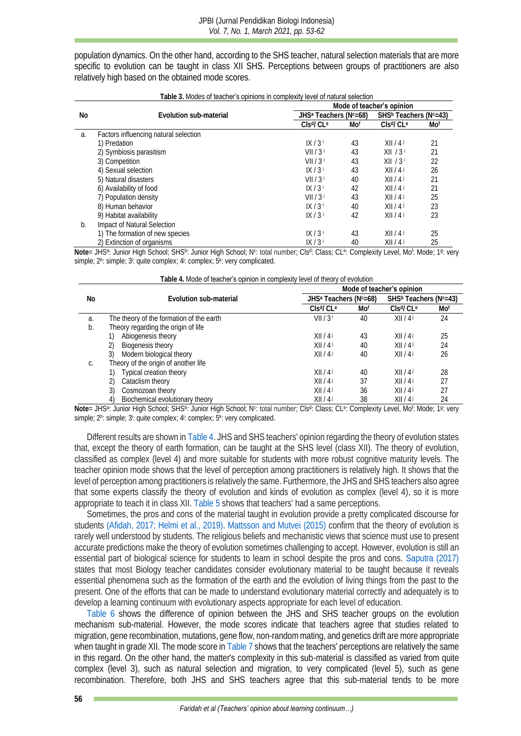population dynamics. On the other hand, according to the SHS teacher, natural selection materials that are more specific to evolution can be taught in class XII SHS. Perceptions between groups of practitioners are also relatively high based on the obtained mode scores.

**Table 3.** Modes of teacher's opinions in complexity level of natural selection

| No | Evolution sub-material | Mode of teacher's opinion | | | |
|---|---|---|---|---|---|
| | | JHS[a] Teachers (N[c]=68) | | SHS[b] Teachers (N[c]=43) | |
| | | Cls[d]/ CL[e] | Mo[f] | Cls[d]/ CL[e] | Mo[f] |
| a. | Factors influencing natural selection | | | | |
| | 1) Predation | IX / 3[i] | 43 | XII / 4[j] | 21 |
| | 2) Symbiosis parasitism | VII / 3[i] | 43 | XII / 3[i] | 21 |
| | 3) Competition | VII / 3[i] | 43 | XII / 3[i] | 22 |
| | 4) Sexual selection | IX / 3[i] | 43 | XII / 4[j] | 26 |
| | 5) Natural disasters | VII / 3[i] | 40 | XII / 4[j] | 21 |
| | 6) Availability of food | IX / 3[i] | 42 | XII / 4[j] | 21 |
| | 7) Population density | VII / 3[i] | 43 | XII / 4[j] | 25 |
| | 8) Human behavior | IX / 3[i] | 40 | XII / 4[j] | 23 |
| | 9) Habitat availability | IX / 3[i] | 42 | XII / 4[j] | 23 |
| b. | Impact of Natural Selection | | | | |
| | 1) The formation of new species | IX / 3[i] | 43 | XII / 4[j] | 25 |
| | 2) Extinction of organisms | IX / 3[i] | 40 | XII / 4[j] | 25 |

**Note**= JHS[a]: Junior High School; SHS[b]: Junior High School; N[c]: total number; Cls[d]: Class; CL[e]: Complexity Level, Mo[f]: Mode; 1[g]: very simple; 2[h]: simple; 3[i]: quite complex; 4[j]: complex; 5[k]: very complicated.

**Table 4.** Mode of teacher's opinion in complexity level of theory of evolution

| No | Evolution sub-material | Mode of teacher's opinion | | | |
|---|---|---|---|---|---|
| | | JHS[a] Teachers (N[c]=68) | | SHS[b] Teachers (N[c]=43) | |
| | | Cls[d]/ CL[e] | Mo[f] | Cls[d]/ CL[e] | Mo[f] |
| a. | The theory of the formation of the earth | VII / 3[i] | 40 | XII / 4[j] | 24 |
| b. | Theory regarding the origin of life | | | | |
| | 1) Abiogenesis theory | XII / 4[j] | 43 | XII / 4[j] | 25 |
| | 2) Biogenesis theory | XII / 4[j] | 40 | XII / 4[j] | 24 |
| | 3) Modern biological theory | XII / 4[j] | 40 | XII / 4[j] | 26 |
| c. | Theory of the origin of another life | | | | |
| | 1) Typical creation theory | XII / 4[j] | 40 | XII / 4[j] | 28 |
| | 2) Cataclism theory | XII / 4[j] | 37 | XII / 4[j] | 27 |
| | 3) Cosmozoan theory | XII / 4[j] | 36 | XII / 4[j] | 27 |
| | 4) Biochemical evolutionary theory | XII / 4[j] | 38 | XII / 4[j] | 24 |

**Note**= JHS[a]: Junior High School; SHS[b]: Junior High School; N[c]: total number; Cls[d]: Class; CL[e]: Complexity Level, Mo[f]: Mode; 1[g]: very simple; 2[h]: simple; 3[i]: quite complex; 4[j]: complex; 5[k]: very complicated.

Different results are shown in Table 4. JHS and SHS teachers' opinion regarding the theory of evolution states that, except the theory of earth formation, can be taught at the SHS level (class XII). The theory of evolution, classified as complex (level 4) and more suitable for students with more robust cognitive maturity levels. The teacher opinion mode shows that the level of perception among practitioners is relatively high. It shows that the level of perception among practitioners is relatively the same. Furthermore, the JHS and SHS teachers also agree that some experts classify the theory of evolution and kinds of evolution as complex (level 4), so it is more appropriate to teach it in class XII. Table 5 shows that teachers' had a same perceptions.

Sometimes, the pros and cons of the material taught in evolution provide a pretty complicated discourse for students (Afidah, 2017; Helmi et al., 2019). Mattsson and Mutvei (2015) confirm that the theory of evolution is rarely well understood by students. The religious beliefs and mechanistic views that science must use to present accurate predictions make the theory of evolution sometimes challenging to accept. However, evolution is still an essential part of biological science for students to learn in school despite the pros and cons. Saputra (2017) states that most Biology teacher candidates consider evolutionary material to be taught because it reveals essential phenomena such as the formation of the earth and the evolution of living things from the past to the present. One of the efforts that can be made to understand evolutionary material correctly and adequately is to develop a learning continuum with evolutionary aspects appropriate for each level of education.

Table 6 shows the difference of opinion between the JHS and SHS teacher groups on the evolution mechanism sub-material. However, the mode scores indicate that teachers agree that studies related to migration, gene recombination, mutations, gene flow, non-random mating, and genetics drift are more appropriate when taught in grade XII. The mode score in Table 7 shows that the teachers' perceptions are relatively the same in this regard. On the other hand, the matter's complexity in this sub-material is classified as varied from quite complex (level 3), such as natural selection and migration, to very complicated (level 5), such as gene recombination. Therefore, both JHS and SHS teachers agree that this sub-material tends to be more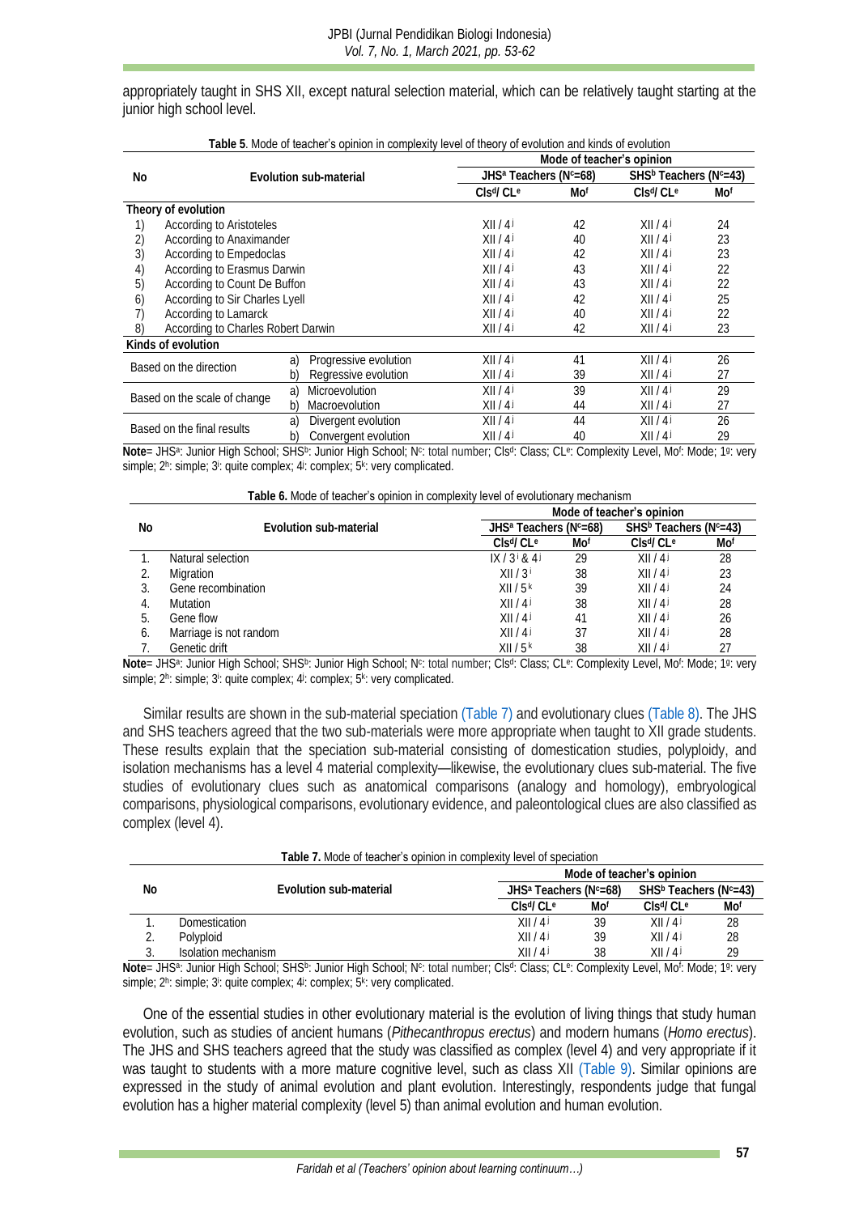appropriately taught in SHS XII, except natural selection material, which can be relatively taught starting at the junior high school level.

**Table 5**. Mode of teacher's opinion in complexity level of theory of evolution and kinds of evolution

| No | Evolution sub-material | | Mode of teacher's opinion | | | |
|---|---|---|---|---|---|---|
| | | | JHS[a] Teachers (N[c]=68) | | SHS[b] Teachers (N[c]=43) | |
| | | | Cls[d]/ CL[e] | Mo[f] | Cls[d]/ CL[e] | Mo[f] |
| **Theory of evolution** | | | | | | |
| 1) | According to Aristoteles | | XII / 4[j] | 42 | XII / 4[j] | 24 |
| 2) | According to Anaximander | | XII / 4[j] | 40 | XII / 4[j] | 23 |
| 3) | According to Empedoclas | | XII / 4[j] | 42 | XII / 4[j] | 23 |
| 4) | According to Erasmus Darwin | | XII / 4[j] | 43 | XII / 4[j] | 22 |
| 5) | According to Count De Buffon | | XII / 4[j] | 43 | XII / 4[j] | 22 |
| 6) | According to Sir Charles Lyell | | XII / 4[j] | 42 | XII / 4[j] | 25 |
| 7) | According to Lamarck | | XII / 4[j] | 40 | XII / 4[j] | 22 |
| 8) | According to Charles Robert Darwin | | XII / 4[j] | 42 | XII / 4[j] | 23 |
| **Kinds of evolution** | | | | | | |
| Based on the direction | | a) Progressive evolution | XII / 4[j] | 41 | XII / 4[j] | 26 |
| | | b) Regressive evolution | XII / 4[j] | 39 | XII / 4[j] | 27 |
| Based on the scale of change | | a) Microevolution | XII / 4[j] | 39 | XII / 4[j] | 29 |
| | | b) Macroevolution | XII / 4[j] | 44 | XII / 4[j] | 27 |
| Based on the final results | | a) Divergent evolution | XII / 4[j] | 44 | XII / 4[j] | 26 |
| | | b) Convergent evolution | XII / 4[j] | 40 | XII / 4[j] | 29 |

**Note**= JHS[a]: Junior High School; SHS[b]: Junior High School; N[c]: total number; Cls[d]: Class; CL[e]: Complexity Level, Mo[f]: Mode; 1[g]: very simple; 2[h]: simple; 3[i]: quite complex; 4[j]: complex; 5[k]: very complicated.

**Table 6.** Mode of teacher's opinion in complexity level of evolutionary mechanism

| No | Evolution sub-material | Mode of teacher's opinion | | | |
|---|---|---|---|---|---|
| | | JHS[a] Teachers (N[c]=68) | | SHS[b] Teachers (N[c]=43) | |
| | | Cls[d]/ CL[e] | Mo[f] | Cls[d]/ CL[e] | Mo[f] |
| 1. | Natural selection | IX / 3[i] & 4[j] | 29 | XII / 4[j] | 28 |
| 2. | Migration | XII / 3[i] | 38 | XII / 4[j] | 23 |
| 3. | Gene recombination | XII / 5[k] | 39 | XII / 4[j] | 24 |
| 4. | Mutation | XII / 4[j] | 38 | XII / 4[j] | 28 |
| 5. | Gene flow | XII / 4[j] | 41 | XII / 4[j] | 26 |
| 6. | Marriage is not random | XII / 4[j] | 37 | XII / 4[j] | 28 |
| 7. | Genetic drift | XII / 5[k] | 38 | XII / 4[j] | 27 |

**Note**= JHS[a]: Junior High School; SHS[b]: Junior High School; N[c]: total number; Cls[d]: Class; CL[e]: Complexity Level, Mo[f]: Mode; 1[g]: very simple; 2[h]: simple; 3[i]: quite complex; 4[j]: complex; 5[k]: very complicated.

Similar results are shown in the sub-material speciation (Table 7) and evolutionary clues (Table 8). The JHS and SHS teachers agreed that the two sub-materials were more appropriate when taught to XII grade students. These results explain that the speciation sub-material consisting of domestication studies, polyploidy, and isolation mechanisms has a level 4 material complexity—likewise, the evolutionary clues sub-material. The five studies of evolutionary clues such as anatomical comparisons (analogy and homology), embryological comparisons, physiological comparisons, evolutionary evidence, and paleontological clues are also classified as complex (level 4).

**Table 7.** Mode of teacher's opinion in complexity level of speciation

| No | Evolution sub-material | Mode of teacher's opinion | | | |
|---|---|---|---|---|---|
| | | JHS[a] Teachers (N[c]=68) | | SHS[b] Teachers (N[c]=43) | |
| | | Cls[d]/ CL[e] | Mo[f] | Cls[d]/ CL[e] | Mo[f] |
| 1. | Domestication | XII / 4[j] | 39 | XII / 4[j] | 28 |
| 2. | Polyploid | XII / 4[j] | 39 | XII / 4[j] | 28 |
| 3. | Isolation mechanism | XII / 4[j] | 38 | XII / 4[j] | 29 |

**Note**= JHS[a]: Junior High School; SHS[b]: Junior High School; N[c]: total number; Cls[d]: Class; CL[e]: Complexity Level, Mo[f]: Mode; 1[g]: very simple; 2[h]: simple; 3[i]: quite complex; 4[j]: complex; 5[k]: very complicated.

One of the essential studies in other evolutionary material is the evolution of living things that study human evolution, such as studies of ancient humans (*Pithecanthropus erectus*) and modern humans (*Homo erectus*). The JHS and SHS teachers agreed that the study was classified as complex (level 4) and very appropriate if it was taught to students with a more mature cognitive level, such as class XII (Table 9). Similar opinions are expressed in the study of animal evolution and plant evolution. Interestingly, respondents judge that fungal evolution has a higher material complexity (level 5) than animal evolution and human evolution.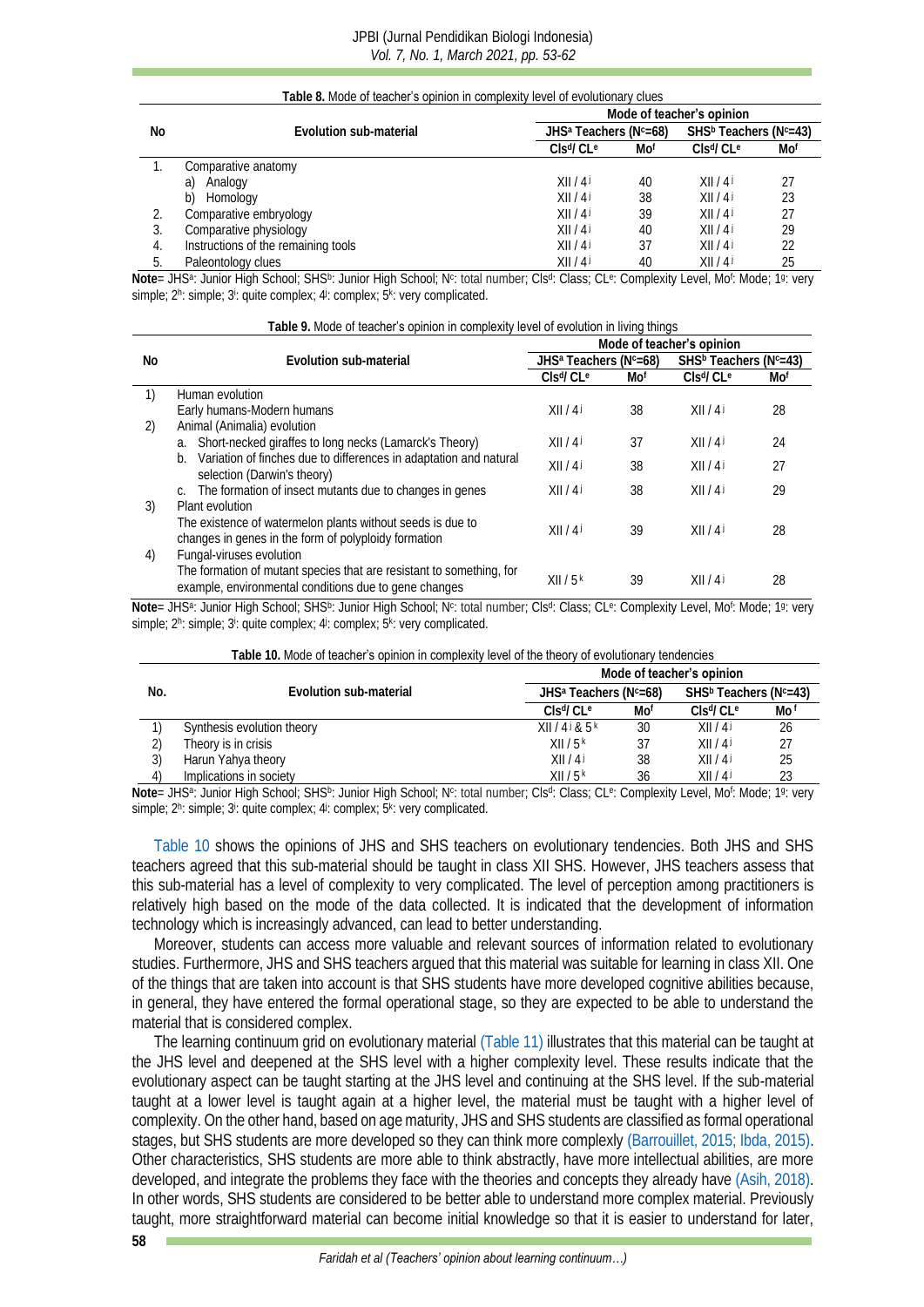**Table 8.** Mode of teacher's opinion in complexity level of evolutionary clues

| No | Evolution sub-material | Mode of teacher's opinion | | | |
|---|---|---|---|---|---|
| | | JHS[a] Teachers (N[c]=68) | | SHS[b] Teachers (N[c]=43) | |
| | | Cls[d]/ CL[e] | Mo[f] | Cls[d]/ CL[e] | Mo[f] |
| 1. | Comparative anatomy | | | | |
| | a) Analogy | XII / 4[j] | 40 | XII / 4[j] | 27 |
| | b) Homology | XII / 4[j] | 38 | XII / 4[j] | 23 |
| 2. | Comparative embryology | XII / 4[j] | 39 | XII / 4[j] | 27 |
| 3. | Comparative physiology | XII / 4[j] | 40 | XII / 4[j] | 29 |
| 4. | Instructions of the remaining tools | XII / 4[j] | 37 | XII / 4[j] | 22 |
| 5. | Paleontology clues | XII / 4[j] | 40 | XII / 4[j] | 25 |

**Note**= JHS[a]: Junior High School; SHS[b]: Junior High School; N[c]: total number; Cls[d]: Class; CL[e]: Complexity Level, Mo[f]: Mode; 1[g]: very simple; 2[h]: simple; 3[i]: quite complex; 4[j]: complex; 5[k]: very complicated.

**Table 9.** Mode of teacher's opinion in complexity level of evolution in living things

| No | Evolution sub-material | Mode of teacher's opinion | | | |
|---|---|---|---|---|---|
| | | JHS[a] Teachers (N[c]=68) | | SHS[b] Teachers (N[c]=43) | |
| | | Cls[d]/ CL[e] | Mo[f] | Cls[d]/ CL[e] | Mo[f] |
| 1) | Human evolution | | | | |
| | Early humans-Modern humans | XII / 4[j] | 38 | XII / 4[j] | 28 |
| 2) | Animal (Animalia) evolution | | | | |
| | a. Short-necked giraffes to long necks (Lamarck's Theory) | XII / 4[j] | 37 | XII / 4[j] | 24 |
| | b. Variation of finches due to differences in adaptation and natural selection (Darwin's theory) | XII / 4[j] | 38 | XII / 4[j] | 27 |
| | c. The formation of insect mutants due to changes in genes | XII / 4[j] | 38 | XII / 4[j] | 29 |
| 3) | Plant evolution | | | | |
| | The existence of watermelon plants without seeds is due to changes in genes in the form of polyploidy formation | XII / 4[j] | 39 | XII / 4[j] | 28 |
| 4) | Fungal-viruses evolution | | | | |
| | The formation of mutant species that are resistant to something, for example, environmental conditions due to gene changes | XII / 5[k] | 39 | XII / 4[j] | 28 |

**Note**= JHS[a]: Junior High School; SHS[b]: Junior High School; N[c]: total number; Cls[d]: Class; CL[e]: Complexity Level, Mo[f]: Mode; 1[g]: very simple; 2[h]: simple; 3[i]: quite complex; 4[j]: complex; 5[k]: very complicated.

**Table 10.** Mode of teacher's opinion in complexity level of the theory of evolutionary tendencies

| No. | Evolution sub-material | Mode of teacher's opinion | | | |
|---|---|---|---|---|---|
| | | JHS[a] Teachers (N[c]=68) | | SHS[b] Teachers (N[c]=43) | |
| | | Cls[d]/ CL[e] | Mo[f] | Cls[d]/ CL[e] | Mo[f] |
| 1) | Synthesis evolution theory | XII / 4[j] & 5[k] | 30 | XII / 4[j] | 26 |
| 2) | Theory is in crisis | XII / 5[k] | 37 | XII / 4[j] | 27 |
| 3) | Harun Yahya theory | XII / 4[j] | 38 | XII / 4[j] | 25 |
| 4) | Implications in society | XII / 5[k] | 36 | XII / 4[j] | 23 |

**Note**= JHS[a]: Junior High School; SHS[b]: Junior High School; N[c]: total number; Cls[d]: Class; CL[e]: Complexity Level, Mo[f]: Mode; 1[g]: very simple; 2[h]: simple; 3[i]: quite complex; 4[j]: complex; 5[k]: very complicated.

Table 10 shows the opinions of JHS and SHS teachers on evolutionary tendencies. Both JHS and SHS teachers agreed that this sub-material should be taught in class XII SHS. However, JHS teachers assess that this sub-material has a level of complexity to very complicated. The level of perception among practitioners is relatively high based on the mode of the data collected. It is indicated that the development of information technology which is increasingly advanced, can lead to better understanding.

Moreover, students can access more valuable and relevant sources of information related to evolutionary studies. Furthermore, JHS and SHS teachers argued that this material was suitable for learning in class XII. One of the things that are taken into account is that SHS students have more developed cognitive abilities because, in general, they have entered the formal operational stage, so they are expected to be able to understand the material that is considered complex.

The learning continuum grid on evolutionary material (Table 11) illustrates that this material can be taught at the JHS level and deepened at the SHS level with a higher complexity level. These results indicate that the evolutionary aspect can be taught starting at the JHS level and continuing at the SHS level. If the sub-material taught at a lower level is taught again at a higher level, the material must be taught with a higher level of complexity. On the other hand, based on age maturity, JHS and SHS students are classified as formal operational stages, but SHS students are more developed so they can think more complexly (Barrouillet, 2015; Ibda, 2015). Other characteristics, SHS students are more able to think abstractly, have more intellectual abilities, are more developed, and integrate the problems they face with the theories and concepts they already have (Asih, 2018). In other words, SHS students are considered to be better able to understand more complex material. Previously taught, more straightforward material can become initial knowledge so that it is easier to understand for later,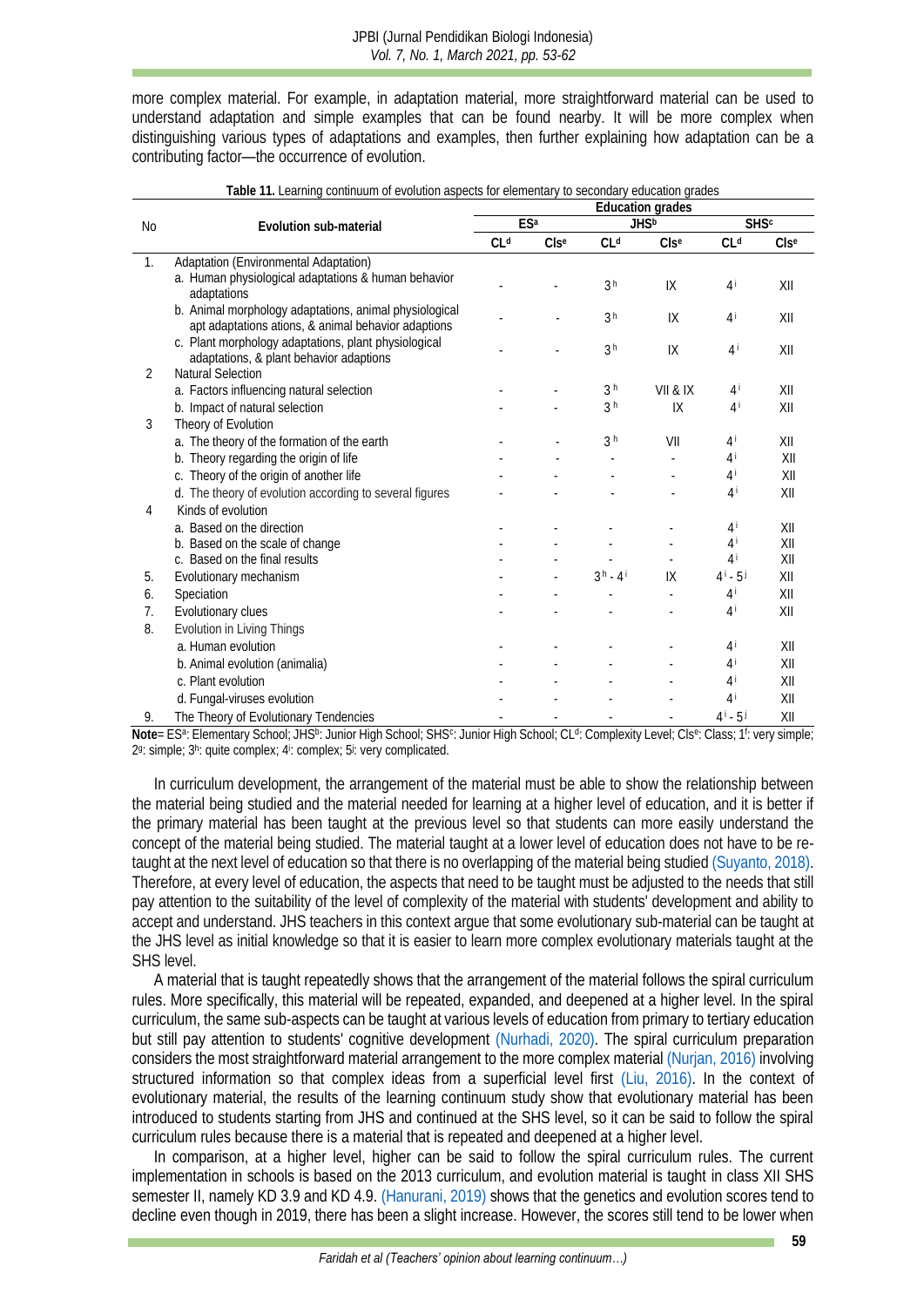more complex material. For example, in adaptation material, more straightforward material can be used to understand adaptation and simple examples that can be found nearby. It will be more complex when distinguishing various types of adaptations and examples, then further explaining how adaptation can be a contributing factor—the occurrence of evolution.

**Table 11.** Learning continuum of evolution aspects for elementary to secondary education grades

| No | Evolution sub-material | Education grades | | | | | |
|---|---|---|---|---|---|---|---|
| | | ES[a] | | JHS[b] | | SHS[c] | |
| | | CL[d] | Cls[e] | CL[d] | Cls[e] | CL[d] | Cls[e] |
| 1. | Adaptation (Environmental Adaptation) | | | | | | |
| | a. Human physiological adaptations & human behavior adaptations | - | - | 3[h] | IX | 4[i] | XII |
| | b. Animal morphology adaptations, animal physiological apt adaptations ations, & animal behavior adaptions | - | - | 3[h] | IX | 4[i] | XII |
| | c. Plant morphology adaptations, plant physiological adaptations, & plant behavior adaptions | - | - | 3[h] | IX | 4[i] | XII |
| 2 | Natural Selection | | | | | | |
| | a. Factors influencing natural selection | - | - | 3[h] | VII & IX | 4[i] | XII |
| | b. Impact of natural selection | - | - | 3[h] | IX | 4[i] | XII |
| 3 | Theory of Evolution | | | | | | |
| | a. The theory of the formation of the earth | - | - | 3[h] | VII | 4[i] | XII |
| | b. Theory regarding the origin of life | - | - | - | - | 4[i] | XII |
| | c. Theory of the origin of another life | - | - | - | - | 4[i] | XII |
| | d. The theory of evolution according to several figures | - | - | - | - | 4[i] | XII |
| 4 | Kinds of evolution | | | | | | |
| | a. Based on the direction | - | - | - | - | 4[i] | XII |
| | b. Based on the scale of change | - | - | - | - | 4[i] | XII |
| | c. Based on the final results | - | - | - | - | 4[i] | XII |
| 5. | Evolutionary mechanism | - | - | 3[h] - 4[i] | IX | 4[i] - 5[j] | XII |
| 6. | Speciation | - | - | - | - | 4[i] | XII |
| 7. | Evolutionary clues | - | - | - | - | 4[i] | XII |
| 8. | Evolution in Living Things | | | | | | |
| | a. Human evolution | - | - | - | - | 4[i] | XII |
| | b. Animal evolution (animalia) | - | - | - | - | 4[i] | XII |
| | c. Plant evolution | - | - | - | - | 4[i] | XII |
| | d. Fungal-viruses evolution | - | - | - | - | 4[i] | XII |
| 9. | The Theory of Evolutionary Tendencies | - | - | - | - | 4[i] - 5[j] | XII |

**Note**= ES[a]: Elementary School; JHS[b]: Junior High School; SHS[c]: Junior High School; CL[d]: Complexity Level; Cls[e]: Class; 1[f]: very simple; 2[g]: simple; 3[h]: quite complex; 4[i]: complex; 5[j]: very complicated.

In curriculum development, the arrangement of the material must be able to show the relationship between the material being studied and the material needed for learning at a higher level of education, and it is better if the primary material has been taught at the previous level so that students can more easily understand the concept of the material being studied. The material taught at a lower level of education does not have to be re-taught at the next level of education so that there is no overlapping of the material being studied (Suyanto, 2018). Therefore, at every level of education, the aspects that need to be taught must be adjusted to the needs that still pay attention to the suitability of the level of complexity of the material with students' development and ability to accept and understand. JHS teachers in this context argue that some evolutionary sub-material can be taught at the JHS level as initial knowledge so that it is easier to learn more complex evolutionary materials taught at the SHS level.

A material that is taught repeatedly shows that the arrangement of the material follows the spiral curriculum rules. More specifically, this material will be repeated, expanded, and deepened at a higher level. In the spiral curriculum, the same sub-aspects can be taught at various levels of education from primary to tertiary education but still pay attention to students' cognitive development (Nurhadi, 2020). The spiral curriculum preparation considers the most straightforward material arrangement to the more complex material (Nurjan, 2016) involving structured information so that complex ideas from a superficial level first (Liu, 2016). In the context of evolutionary material, the results of the learning continuum study show that evolutionary material has been introduced to students starting from JHS and continued at the SHS level, so it can be said to follow the spiral curriculum rules because there is a material that is repeated and deepened at a higher level.

In comparison, at a higher level, higher can be said to follow the spiral curriculum rules. The current implementation in schools is based on the 2013 curriculum, and evolution material is taught in class XII SHS semester II, namely KD 3.9 and KD 4.9. (Hanurani, 2019) shows that the genetics and evolution scores tend to decline even though in 2019, there has been a slight increase. However, the scores still tend to be lower when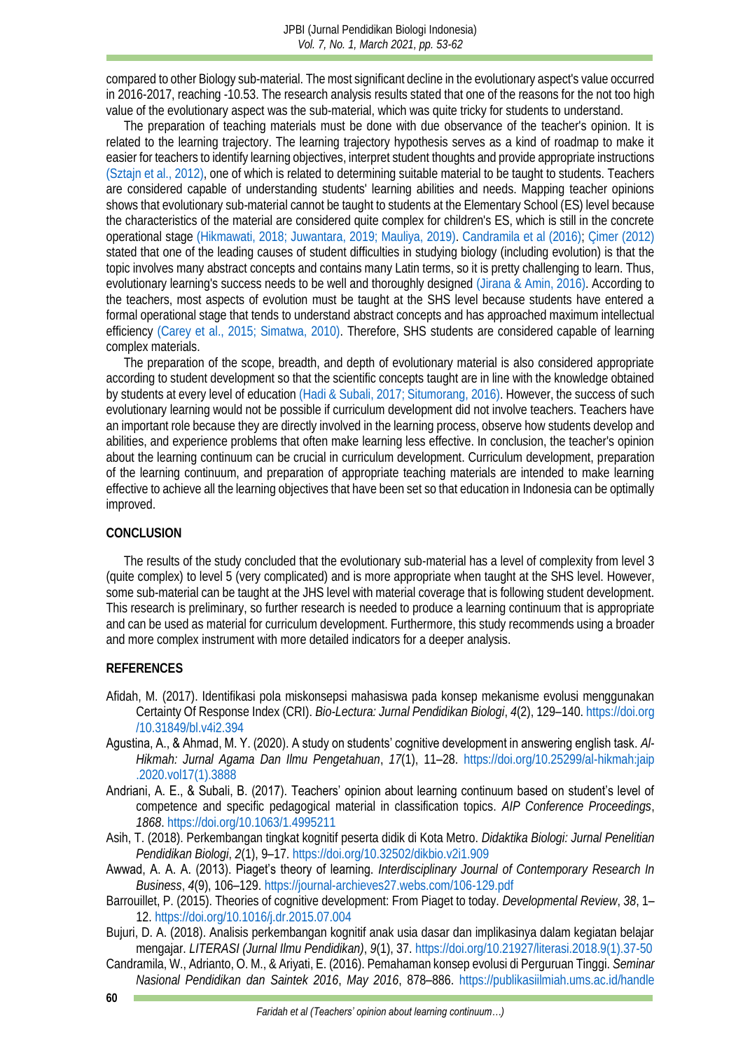compared to other Biology sub-material. The most significant decline in the evolutionary aspect's value occurred in 2016-2017, reaching -10.53. The research analysis results stated that one of the reasons for the not too high value of the evolutionary aspect was the sub-material, which was quite tricky for students to understand.

The preparation of teaching materials must be done with due observance of the teacher's opinion. It is related to the learning trajectory. The learning trajectory hypothesis serves as a kind of roadmap to make it easier for teachers to identify learning objectives, interpret student thoughts and provide appropriate instructions (Sztajn et al., 2012), one of which is related to determining suitable material to be taught to students. Teachers are considered capable of understanding students' learning abilities and needs. Mapping teacher opinions shows that evolutionary sub-material cannot be taught to students at the Elementary School (ES) level because the characteristics of the material are considered quite complex for children's ES, which is still in the concrete operational stage (Hikmawati, 2018; Juwantara, 2019; Mauliya, 2019). Candramila et al (2016); Çimer (2012) stated that one of the leading causes of student difficulties in studying biology (including evolution) is that the topic involves many abstract concepts and contains many Latin terms, so it is pretty challenging to learn. Thus, evolutionary learning's success needs to be well and thoroughly designed (Jirana & Amin, 2016). According to the teachers, most aspects of evolution must be taught at the SHS level because students have entered a formal operational stage that tends to understand abstract concepts and has approached maximum intellectual efficiency (Carey et al., 2015; Simatwa, 2010). Therefore, SHS students are considered capable of learning complex materials.

The preparation of the scope, breadth, and depth of evolutionary material is also considered appropriate according to student development so that the scientific concepts taught are in line with the knowledge obtained by students at every level of education (Hadi & Subali, 2017; Situmorang, 2016). However, the success of such evolutionary learning would not be possible if curriculum development did not involve teachers. Teachers have an important role because they are directly involved in the learning process, observe how students develop and abilities, and experience problems that often make learning less effective. In conclusion, the teacher's opinion about the learning continuum can be crucial in curriculum development. Curriculum development, preparation of the learning continuum, and preparation of appropriate teaching materials are intended to make learning effective to achieve all the learning objectives that have been set so that education in Indonesia can be optimally improved.

## CONCLUSION

The results of the study concluded that the evolutionary sub-material has a level of complexity from level 3 (quite complex) to level 5 (very complicated) and is more appropriate when taught at the SHS level. However, some sub-material can be taught at the JHS level with material coverage that is following student development. This research is preliminary, so further research is needed to produce a learning continuum that is appropriate and can be used as material for curriculum development. Furthermore, this study recommends using a broader and more complex instrument with more detailed indicators for a deeper analysis.

## REFERENCES

Afidah, M. (2017). Identifikasi pola miskonsepsi mahasiswa pada konsep mekanisme evolusi menggunakan Certainty Of Response Index (CRI). *Bio-Lectura: Jurnal Pendidikan Biologi*, *4*(2), 129–140. https://doi.org/10.31849/bl.v4i2.394

Agustina, A., & Ahmad, M. Y. (2020). A study on students' cognitive development in answering english task. *Al-Hikmah: Jurnal Agama Dan Ilmu Pengetahuan*, *17*(1), 11–28. https://doi.org/10.25299/al-hikmah:jaip.2020.vol17(1).3888

Andriani, A. E., & Subali, B. (2017). Teachers' opinion about learning continuum based on student's level of competence and specific pedagogical material in classification topics. *AIP Conference Proceedings*, *1868*. https://doi.org/10.1063/1.4995211

Asih, T. (2018). Perkembangan tingkat kognitif peserta didik di Kota Metro. *Didaktika Biologi: Jurnal Penelitian Pendidikan Biologi*, *2*(1), 9–17. https://doi.org/10.32502/dikbio.v2i1.909

Awwad, A. A. A. (2013). Piaget's theory of learning. *Interdisciplinary Journal of Contemporary Research In Business*, *4*(9), 106–129. https://journal-archieves27.webs.com/106-129.pdf

Barrouillet, P. (2015). Theories of cognitive development: From Piaget to today. *Developmental Review*, *38*, 1–12. https://doi.org/10.1016/j.dr.2015.07.004

Bujuri, D. A. (2018). Analisis perkembangan kognitif anak usia dasar dan implikasinya dalam kegiatan belajar mengajar. *LITERASI (Jurnal Ilmu Pendidikan)*, *9*(1), 37. https://doi.org/10.21927/literasi.2018.9(1).37-50

Candramila, W., Adrianto, O. M., & Ariyati, E. (2016). Pemahaman konsep evolusi di Perguruan Tinggi. *Seminar Nasional Pendidikan dan Saintek 2016*, *May 2016*, 878–886. https://publikasiilmiah.ums.ac.id/handle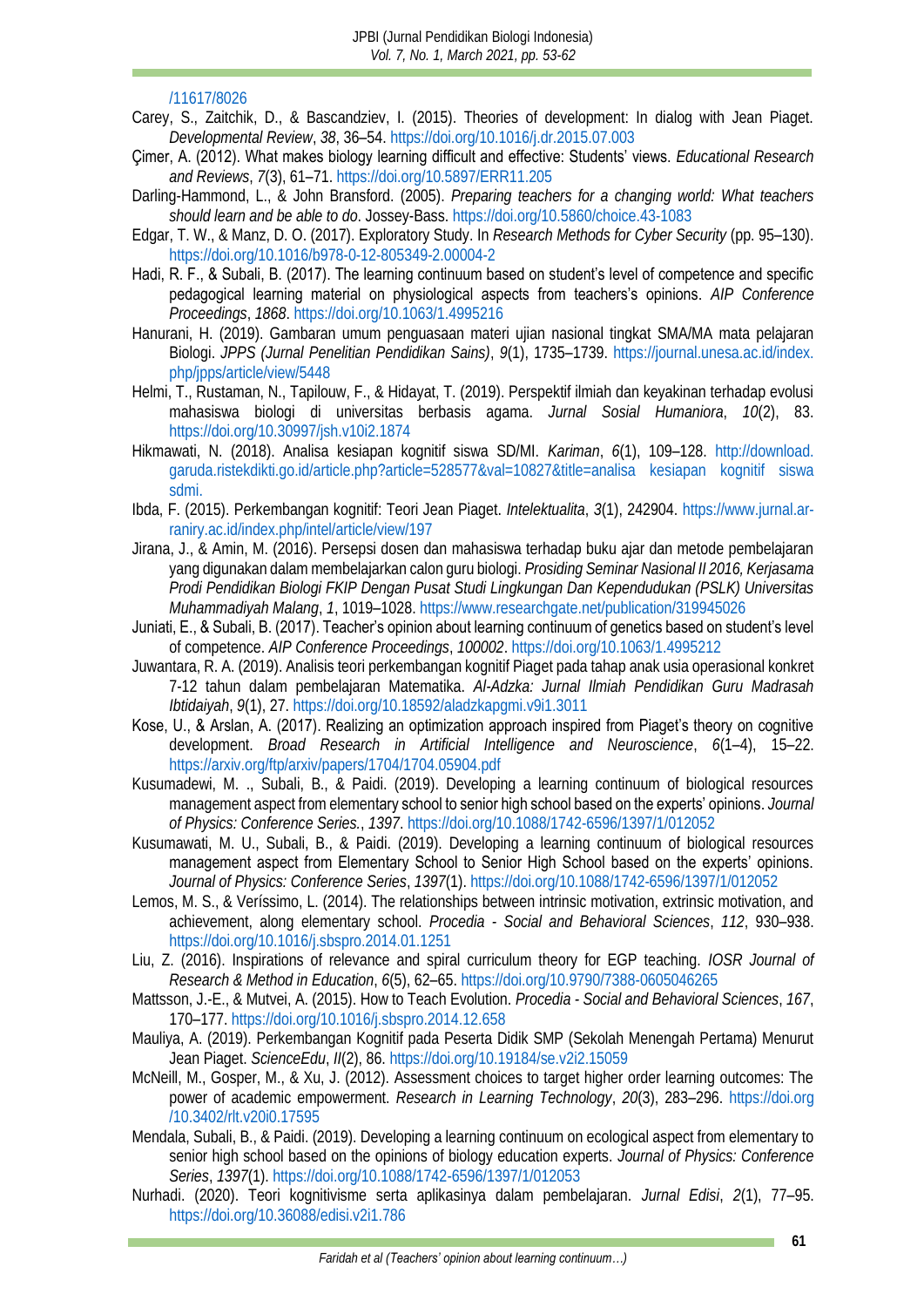/11617/8026

Carey, S., Zaitchik, D., & Bascandziev, I. (2015). Theories of development: In dialog with Jean Piaget. *Developmental Review*, *38*, 36–54. https://doi.org/10.1016/j.dr.2015.07.003

Çimer, A. (2012). What makes biology learning difficult and effective: Students' views. *Educational Research and Reviews*, *7*(3), 61–71. https://doi.org/10.5897/ERR11.205

Darling-Hammond, L., & John Bransford. (2005). *Preparing teachers for a changing world: What teachers should learn and be able to do*. Jossey-Bass. https://doi.org/10.5860/choice.43-1083

Edgar, T. W., & Manz, D. O. (2017). Exploratory Study. In *Research Methods for Cyber Security* (pp. 95–130). https://doi.org/10.1016/b978-0-12-805349-2.00004-2

Hadi, R. F., & Subali, B. (2017). The learning continuum based on student's level of competence and specific pedagogical learning material on physiological aspects from teachers's opinions. *AIP Conference Proceedings*, *1868*. https://doi.org/10.1063/1.4995216

Hanurani, H. (2019). Gambaran umum penguasaan materi ujian nasional tingkat SMA/MA mata pelajaran Biologi. *JPPS (Jurnal Penelitian Pendidikan Sains)*, *9*(1), 1735–1739. https://journal.unesa.ac.id/index.php/jpps/article/view/5448

Helmi, T., Rustaman, N., Tapilouw, F., & Hidayat, T. (2019). Perspektif ilmiah dan keyakinan terhadap evolusi mahasiswa biologi di universitas berbasis agama. *Jurnal Sosial Humaniora*, *10*(2), 83. https://doi.org/10.30997/jsh.v10i2.1874

Hikmawati, N. (2018). Analisa kesiapan kognitif siswa SD/MI. *Kariman*, *6*(1), 109–128. http://download.garuda.ristekdikti.go.id/article.php?article=528577&val=10827&title=analisa kesiapan kognitif siswa sdmi.

Ibda, F. (2015). Perkembangan kognitif: Teori Jean Piaget. *Intelektualita*, *3*(1), 242904. https://www.jurnal.ar-raniry.ac.id/index.php/intel/article/view/197

Jirana, J., & Amin, M. (2016). Persepsi dosen dan mahasiswa terhadap buku ajar dan metode pembelajaran yang digunakan dalam membelajarkan calon guru biologi. *Prosiding Seminar Nasional II 2016, Kerjasama Prodi Pendidikan Biologi FKIP Dengan Pusat Studi Lingkungan Dan Kependudukan (PSLK) Universitas Muhammadiyah Malang*, *1*, 1019–1028. https://www.researchgate.net/publication/319945026

Juniati, E., & Subali, B. (2017). Teacher's opinion about learning continuum of genetics based on student's level of competence. *AIP Conference Proceedings*, *100002*. https://doi.org/10.1063/1.4995212

Juwantara, R. A. (2019). Analisis teori perkembangan kognitif Piaget pada tahap anak usia operasional konkret 7-12 tahun dalam pembelajaran Matematika. *Al-Adzka: Jurnal Ilmiah Pendidikan Guru Madrasah Ibtidaiyah*, *9*(1), 27. https://doi.org/10.18592/aladzkapgmi.v9i1.3011

Kose, U., & Arslan, A. (2017). Realizing an optimization approach inspired from Piaget's theory on cognitive development. *Broad Research in Artificial Intelligence and Neuroscience*, *6*(1–4), 15–22. https://arxiv.org/ftp/arxiv/papers/1704/1704.05904.pdf

Kusumadewi, M. ., Subali, B., & Paidi. (2019). Developing a learning continuum of biological resources management aspect from elementary school to senior high school based on the experts' opinions. *Journal of Physics: Conference Series.*, *1397*. https://doi.org/10.1088/1742-6596/1397/1/012052

Kusumawati, M. U., Subali, B., & Paidi. (2019). Developing a learning continuum of biological resources management aspect from Elementary School to Senior High School based on the experts' opinions. *Journal of Physics: Conference Series*, *1397*(1). https://doi.org/10.1088/1742-6596/1397/1/012052

Lemos, M. S., & Veríssimo, L. (2014). The relationships between intrinsic motivation, extrinsic motivation, and achievement, along elementary school. *Procedia - Social and Behavioral Sciences*, *112*, 930–938. https://doi.org/10.1016/j.sbspro.2014.01.1251

Liu, Z. (2016). Inspirations of relevance and spiral curriculum theory for EGP teaching. *IOSR Journal of Research & Method in Education*, *6*(5), 62–65. https://doi.org/10.9790/7388-0605046265

Mattsson, J.-E., & Mutvei, A. (2015). How to Teach Evolution. *Procedia - Social and Behavioral Sciences*, *167*, 170–177. https://doi.org/10.1016/j.sbspro.2014.12.658

Mauliya, A. (2019). Perkembangan Kognitif pada Peserta Didik SMP (Sekolah Menengah Pertama) Menurut Jean Piaget. *ScienceEdu*, *II*(2), 86. https://doi.org/10.19184/se.v2i2.15059

McNeill, M., Gosper, M., & Xu, J. (2012). Assessment choices to target higher order learning outcomes: The power of academic empowerment. *Research in Learning Technology*, *20*(3), 283–296. https://doi.org/10.3402/rlt.v20i0.17595

Mendala, Subali, B., & Paidi. (2019). Developing a learning continuum on ecological aspect from elementary to senior high school based on the opinions of biology education experts. *Journal of Physics: Conference Series*, *1397*(1). https://doi.org/10.1088/1742-6596/1397/1/012053

Nurhadi. (2020). Teori kognitivisme serta aplikasinya dalam pembelajaran. *Jurnal Edisi*, *2*(1), 77–95. https://doi.org/10.36088/edisi.v2i1.786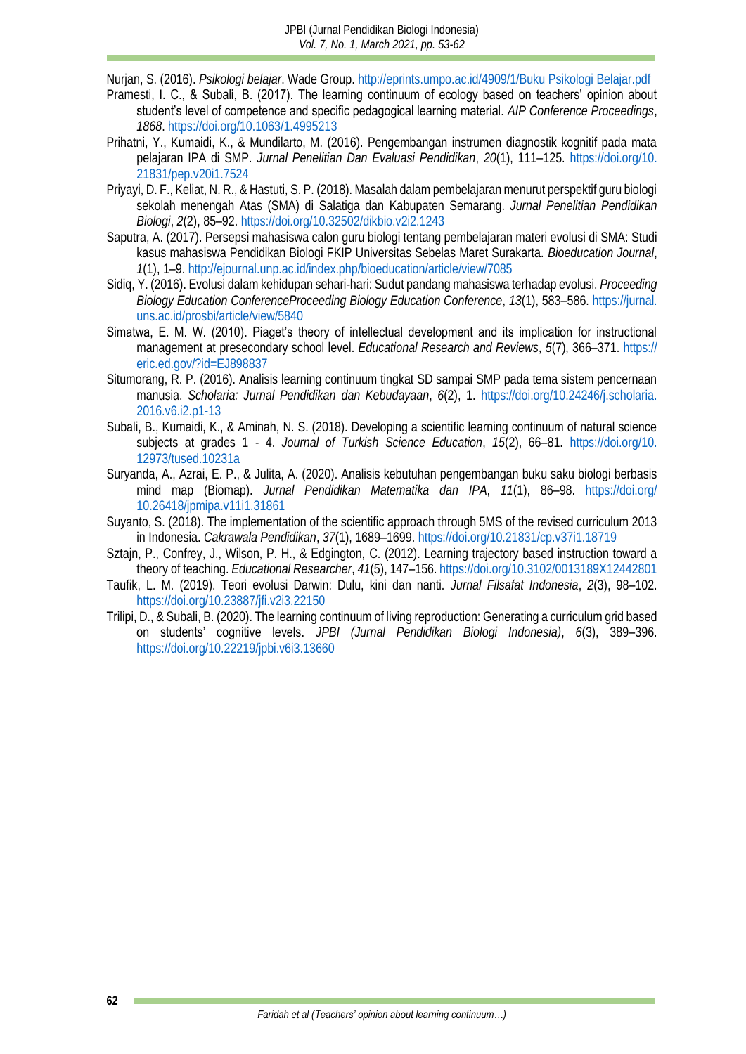Nurjan, S. (2016). *Psikologi belajar*. Wade Group. http://eprints.umpo.ac.id/4909/1/Buku Psikologi Belajar.pdf

Pramesti, I. C., & Subali, B. (2017). The learning continuum of ecology based on teachers' opinion about student's level of competence and specific pedagogical learning material. *AIP Conference Proceedings*, *1868*. https://doi.org/10.1063/1.4995213

Prihatni, Y., Kumaidi, K., & Mundilarto, M. (2016). Pengembangan instrumen diagnostik kognitif pada mata pelajaran IPA di SMP. *Jurnal Penelitian Dan Evaluasi Pendidikan*, *20*(1), 111–125. https://doi.org/10.21831/pep.v20i1.7524

Priyayi, D. F., Keliat, N. R., & Hastuti, S. P. (2018). Masalah dalam pembelajaran menurut perspektif guru biologi sekolah menengah Atas (SMA) di Salatiga dan Kabupaten Semarang. *Jurnal Penelitian Pendidikan Biologi*, *2*(2), 85–92. https://doi.org/10.32502/dikbio.v2i2.1243

Saputra, A. (2017). Persepsi mahasiswa calon guru biologi tentang pembelajaran materi evolusi di SMA: Studi kasus mahasiswa Pendidikan Biologi FKIP Universitas Sebelas Maret Surakarta. *Bioeducation Journal*, *1*(1), 1–9. http://ejournal.unp.ac.id/index.php/bioeducation/article/view/7085

Sidiq, Y. (2016). Evolusi dalam kehidupan sehari-hari: Sudut pandang mahasiswa terhadap evolusi. *Proceeding Biology Education ConferenceProceeding Biology Education Conference*, *13*(1), 583–586. https://jurnal.uns.ac.id/prosbi/article/view/5840

Simatwa, E. M. W. (2010). Piaget's theory of intellectual development and its implication for instructional management at presecondary school level. *Educational Research and Reviews*, *5*(7), 366–371. https://eric.ed.gov/?id=EJ898837

Situmorang, R. P. (2016). Analisis learning continuum tingkat SD sampai SMP pada tema sistem pencernaan manusia. *Scholaria: Jurnal Pendidikan dan Kebudayaan*, *6*(2), 1. https://doi.org/10.24246/j.scholaria.2016.v6.i2.p1-13

Subali, B., Kumaidi, K., & Aminah, N. S. (2018). Developing a scientific learning continuum of natural science subjects at grades 1 - 4. *Journal of Turkish Science Education*, *15*(2), 66–81. https://doi.org/10.12973/tused.10231a

Suryanda, A., Azrai, E. P., & Julita, A. (2020). Analisis kebutuhan pengembangan buku saku biologi berbasis mind map (Biomap). *Jurnal Pendidikan Matematika dan IPA*, *11*(1), 86–98. https://doi.org/10.26418/jpmipa.v11i1.31861

Suyanto, S. (2018). The implementation of the scientific approach through 5MS of the revised curriculum 2013 in Indonesia. *Cakrawala Pendidikan*, *37*(1), 1689–1699. https://doi.org/10.21831/cp.v37i1.18719

Sztajn, P., Confrey, J., Wilson, P. H., & Edgington, C. (2012). Learning trajectory based instruction toward a theory of teaching. *Educational Researcher*, *41*(5), 147–156. https://doi.org/10.3102/0013189X12442801

Taufik, L. M. (2019). Teori evolusi Darwin: Dulu, kini dan nanti. *Jurnal Filsafat Indonesia*, *2*(3), 98–102. https://doi.org/10.23887/jfi.v2i3.22150

Trilipi, D., & Subali, B. (2020). The learning continuum of living reproduction: Generating a curriculum grid based on students' cognitive levels. *JPBI (Jurnal Pendidikan Biologi Indonesia)*, *6*(3), 389–396. https://doi.org/10.22219/jpbi.v6i3.13660